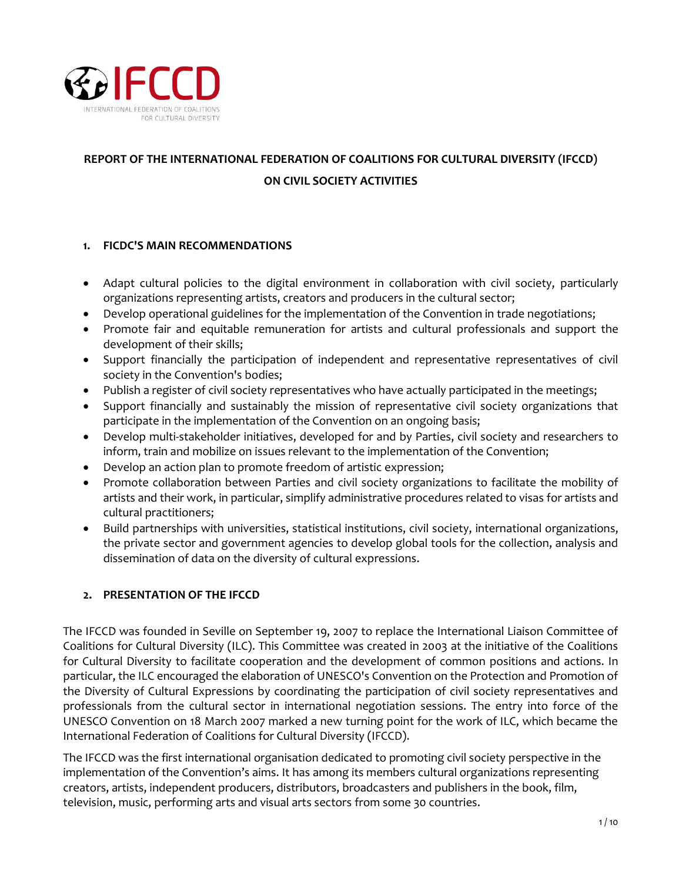IFCCD

INTERNATIONAL FEDERATION OF COALITIONS FOR CULTURAL DIVERSITY

# REPORT OF THE INTERNATIONAL FEDERATION OF COALITIONS FOR CULTURAL DIVERSITY (IFCCD) ON CIVIL SOCIETY ACTIVITIES

## 1. FICDC'S MAIN RECOMMENDATIONS

- Adapt cultural policies to the digital environment in collaboration with civil society, particularly organizations representing artists, creators and producers in the cultural sector;
- Develop operational guidelines for the implementation of the Convention in trade negotiations;
- Promote fair and equitable remuneration for artists and cultural professionals and support the development of their skills;
- Support financially the participation of independent and representative representatives of civil society in the Convention's bodies;
- Publish a register of civil society representatives who have actually participated in the meetings;
- Support financially and sustainably the mission of representative civil society organizations that participate in the implementation of the Convention on an ongoing basis;
- Develop multi-stakeholder initiatives, developed for and by Parties, civil society and researchers to inform, train and mobilize on issues relevant to the implementation of the Convention;
- Develop an action plan to promote freedom of artistic expression;
- Promote collaboration between Parties and civil society organizations to facilitate the mobility of artists and their work, in particular, simplify administrative procedures related to visas for artists and cultural practitioners;
- Build partnerships with universities, statistical institutions, civil society, international organizations, the private sector and government agencies to develop global tools for the collection, analysis and dissemination of data on the diversity of cultural expressions.

## 2. PRESENTATION OF THE IFCCD

The IFCCD was founded in Seville on September 19, 2007 to replace the International Liaison Committee of Coalitions for Cultural Diversity (ILC). This Committee was created in 2003 at the initiative of the Coalitions for Cultural Diversity to facilitate cooperation and the development of common positions and actions. In particular, the ILC encouraged the elaboration of UNESCO's Convention on the Protection and Promotion of the Diversity of Cultural Expressions by coordinating the participation of civil society representatives and professionals from the cultural sector in international negotiation sessions. The entry into force of the UNESCO Convention on 18 March 2007 marked a new turning point for the work of ILC, which became the International Federation of Coalitions for Cultural Diversity (IFCCD).

The IFCCD was the first international organisation dedicated to promoting civil society perspective in the implementation of the Convention's aims. It has among its members cultural organizations representing creators, artists, independent producers, distributors, broadcasters and publishers in the book, film, television, music, performing arts and visual arts sectors from some 30 countries.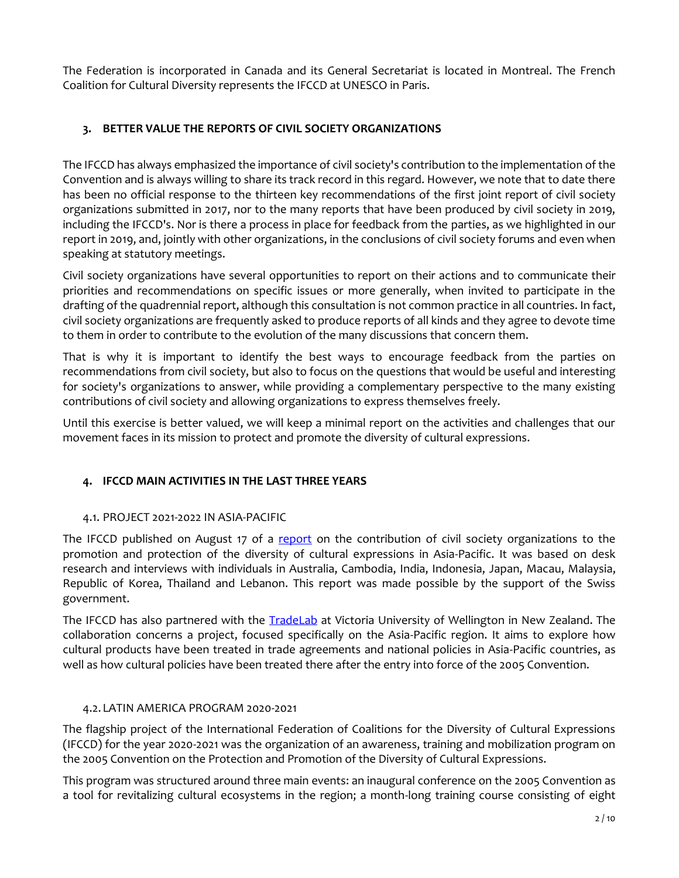The Federation is incorporated in Canada and its General Secretariat is located in Montreal. The French Coalition for Cultural Diversity represents the IFCCD at UNESCO in Paris.

## 3. BETTER VALUE THE REPORTS OF CIVIL SOCIETY ORGANIZATIONS

The IFCCD has always emphasized the importance of civil society's contribution to the implementation of the Convention and is always willing to share its track record in this regard. However, we note that to date there has been no official response to the thirteen key recommendations of the first joint report of civil society organizations submitted in 2017, nor to the many reports that have been produced by civil society in 2019, including the IFCCD's. Nor is there a process in place for feedback from the parties, as we highlighted in our report in 2019, and, jointly with other organizations, in the conclusions of civil society forums and even when speaking at statutory meetings.

Civil society organizations have several opportunities to report on their actions and to communicate their priorities and recommendations on specific issues or more generally, when invited to participate in the drafting of the quadrennial report, although this consultation is not common practice in all countries. In fact, civil society organizations are frequently asked to produce reports of all kinds and they agree to devote time to them in order to contribute to the evolution of the many discussions that concern them.

That is why it is important to identify the best ways to encourage feedback from the parties on recommendations from civil society, but also to focus on the questions that would be useful and interesting for society's organizations to answer, while providing a complementary perspective to the many existing contributions of civil society and allowing organizations to express themselves freely.

Until this exercise is better valued, we will keep a minimal report on the activities and challenges that our movement faces in its mission to protect and promote the diversity of cultural expressions.

## 4. IFCCD MAIN ACTIVITIES IN THE LAST THREE YEARS

### 4.1. PROJECT 2021-2022 IN ASIA-PACIFIC

The IFCCD published on August 17 of a report on the contribution of civil society organizations to the promotion and protection of the diversity of cultural expressions in Asia-Pacific. It was based on desk research and interviews with individuals in Australia, Cambodia, India, Indonesia, Japan, Macau, Malaysia, Republic of Korea, Thailand and Lebanon. This report was made possible by the support of the Swiss government.

The IFCCD has also partnered with the TradeLab at Victoria University of Wellington in New Zealand. The collaboration concerns a project, focused specifically on the Asia-Pacific region. It aims to explore how cultural products have been treated in trade agreements and national policies in Asia-Pacific countries, as well as how cultural policies have been treated there after the entry into force of the 2005 Convention.

### 4.2. LATIN AMERICA PROGRAM 2020-2021

The flagship project of the International Federation of Coalitions for the Diversity of Cultural Expressions (IFCCD) for the year 2020-2021 was the organization of an awareness, training and mobilization program on the 2005 Convention on the Protection and Promotion of the Diversity of Cultural Expressions.

This program was structured around three main events: an inaugural conference on the 2005 Convention as a tool for revitalizing cultural ecosystems in the region; a month-long training course consisting of eight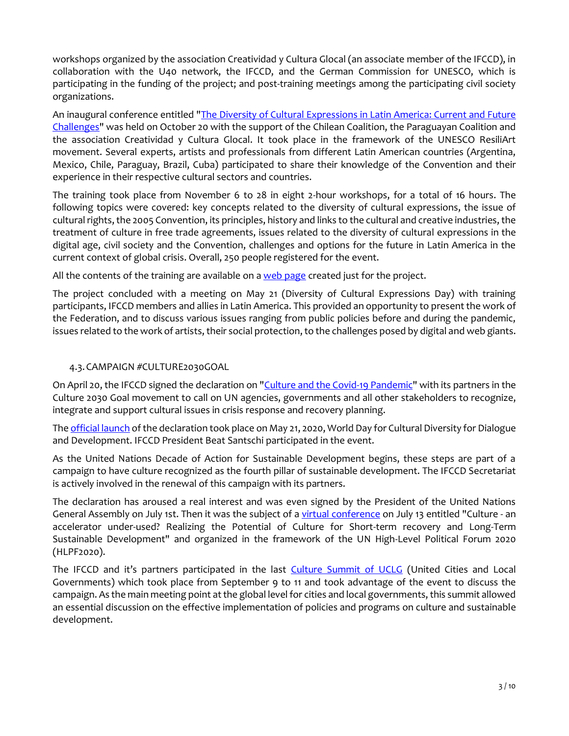workshops organized by the association Creatividad y Cultura Glocal (an associate member of the IFCCD), in collaboration with the U40 network, the IFCCD, and the German Commission for UNESCO, which is participating in the funding of the project; and post-training meetings among the participating civil society organizations.

An inaugural conference entitled "The Diversity of Cultural Expressions in Latin America: Current and Future Challenges" was held on October 20 with the support of the Chilean Coalition, the Paraguayan Coalition and the association Creatividad y Cultura Glocal. It took place in the framework of the UNESCO ResiliArt movement. Several experts, artists and professionals from different Latin American countries (Argentina, Mexico, Chile, Paraguay, Brazil, Cuba) participated to share their knowledge of the Convention and their experience in their respective cultural sectors and countries.

The training took place from November 6 to 28 in eight 2-hour workshops, for a total of 16 hours. The following topics were covered: key concepts related to the diversity of cultural expressions, the issue of cultural rights, the 2005 Convention, its principles, history and links to the cultural and creative industries, the treatment of culture in free trade agreements, issues related to the diversity of cultural expressions in the digital age, civil society and the Convention, challenges and options for the future in Latin America in the current context of global crisis. Overall, 250 people registered for the event.

All the contents of the training are available on a web page created just for the project.

The project concluded with a meeting on May 21 (Diversity of Cultural Expressions Day) with training participants, IFCCD members and allies in Latin America. This provided an opportunity to present the work of the Federation, and to discuss various issues ranging from public policies before and during the pandemic, issues related to the work of artists, their social protection, to the challenges posed by digital and web giants.

### 4.3. CAMPAIGN #CULTURE2030GOAL

On April 20, the IFCCD signed the declaration on "Culture and the Covid-19 Pandemic" with its partners in the Culture 2030 Goal movement to call on UN agencies, governments and all other stakeholders to recognize, integrate and support cultural issues in crisis response and recovery planning.

The official launch of the declaration took place on May 21, 2020, World Day for Cultural Diversity for Dialogue and Development. IFCCD President Beat Santschi participated in the event.

As the United Nations Decade of Action for Sustainable Development begins, these steps are part of a campaign to have culture recognized as the fourth pillar of sustainable development. The IFCCD Secretariat is actively involved in the renewal of this campaign with its partners.

The declaration has aroused a real interest and was even signed by the President of the United Nations General Assembly on July 1st. Then it was the subject of a virtual conference on July 13 entitled "Culture - an accelerator under-used? Realizing the Potential of Culture for Short-term recovery and Long-Term Sustainable Development" and organized in the framework of the UN High-Level Political Forum 2020 (HLPF2020).

The IFCCD and it's partners participated in the last Culture Summit of UCLG (United Cities and Local Governments) which took place from September 9 to 11 and took advantage of the event to discuss the campaign. As the main meeting point at the global level for cities and local governments, this summit allowed an essential discussion on the effective implementation of policies and programs on culture and sustainable development.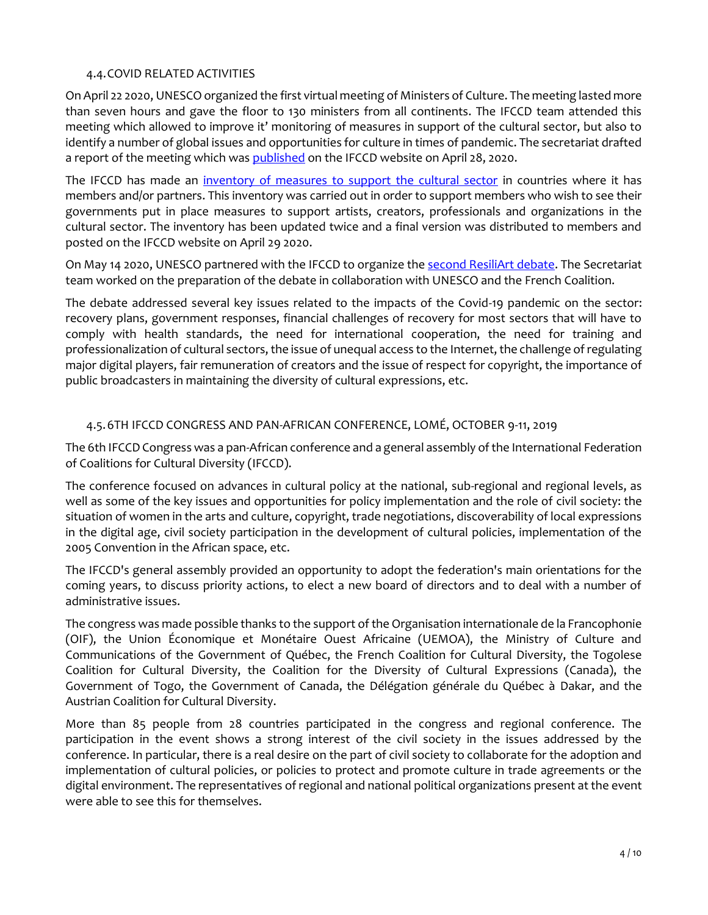### 4.4. COVID RELATED ACTIVITIES

On April 22 2020, UNESCO organized the first virtual meeting of Ministers of Culture. The meeting lasted more than seven hours and gave the floor to 130 ministers from all continents. The IFCCD team attended this meeting which allowed to improve it' monitoring of measures in support of the cultural sector, but also to identify a number of global issues and opportunities for culture in times of pandemic. The secretariat drafted a report of the meeting which was published on the IFCCD website on April 28, 2020.

The IFCCD has made an inventory of measures to support the cultural sector in countries where it has members and/or partners. This inventory was carried out in order to support members who wish to see their governments put in place measures to support artists, creators, professionals and organizations in the cultural sector. The inventory has been updated twice and a final version was distributed to members and posted on the IFCCD website on April 29 2020.

On May 14 2020, UNESCO partnered with the IFCCD to organize the second ResiliArt debate. The Secretariat team worked on the preparation of the debate in collaboration with UNESCO and the French Coalition.

The debate addressed several key issues related to the impacts of the Covid-19 pandemic on the sector: recovery plans, government responses, financial challenges of recovery for most sectors that will have to comply with health standards, the need for international cooperation, the need for training and professionalization of cultural sectors, the issue of unequal access to the Internet, the challenge of regulating major digital players, fair remuneration of creators and the issue of respect for copyright, the importance of public broadcasters in maintaining the diversity of cultural expressions, etc.

### 4.5. 6TH IFCCD CONGRESS AND PAN-AFRICAN CONFERENCE, LOMÉ, OCTOBER 9-11, 2019

The 6th IFCCD Congress was a pan-African conference and a general assembly of the International Federation of Coalitions for Cultural Diversity (IFCCD).

The conference focused on advances in cultural policy at the national, sub-regional and regional levels, as well as some of the key issues and opportunities for policy implementation and the role of civil society: the situation of women in the arts and culture, copyright, trade negotiations, discoverability of local expressions in the digital age, civil society participation in the development of cultural policies, implementation of the 2005 Convention in the African space, etc.

The IFCCD's general assembly provided an opportunity to adopt the federation's main orientations for the coming years, to discuss priority actions, to elect a new board of directors and to deal with a number of administrative issues.

The congress was made possible thanks to the support of the Organisation internationale de la Francophonie (OIF), the Union Économique et Monétaire Ouest Africaine (UEMOA), the Ministry of Culture and Communications of the Government of Québec, the French Coalition for Cultural Diversity, the Togolese Coalition for Cultural Diversity, the Coalition for the Diversity of Cultural Expressions (Canada), the Government of Togo, the Government of Canada, the Délégation générale du Québec à Dakar, and the Austrian Coalition for Cultural Diversity.

More than 85 people from 28 countries participated in the congress and regional conference. The participation in the event shows a strong interest of the civil society in the issues addressed by the conference. In particular, there is a real desire on the part of civil society to collaborate for the adoption and implementation of cultural policies, or policies to protect and promote culture in trade agreements or the digital environment. The representatives of regional and national political organizations present at the event were able to see this for themselves.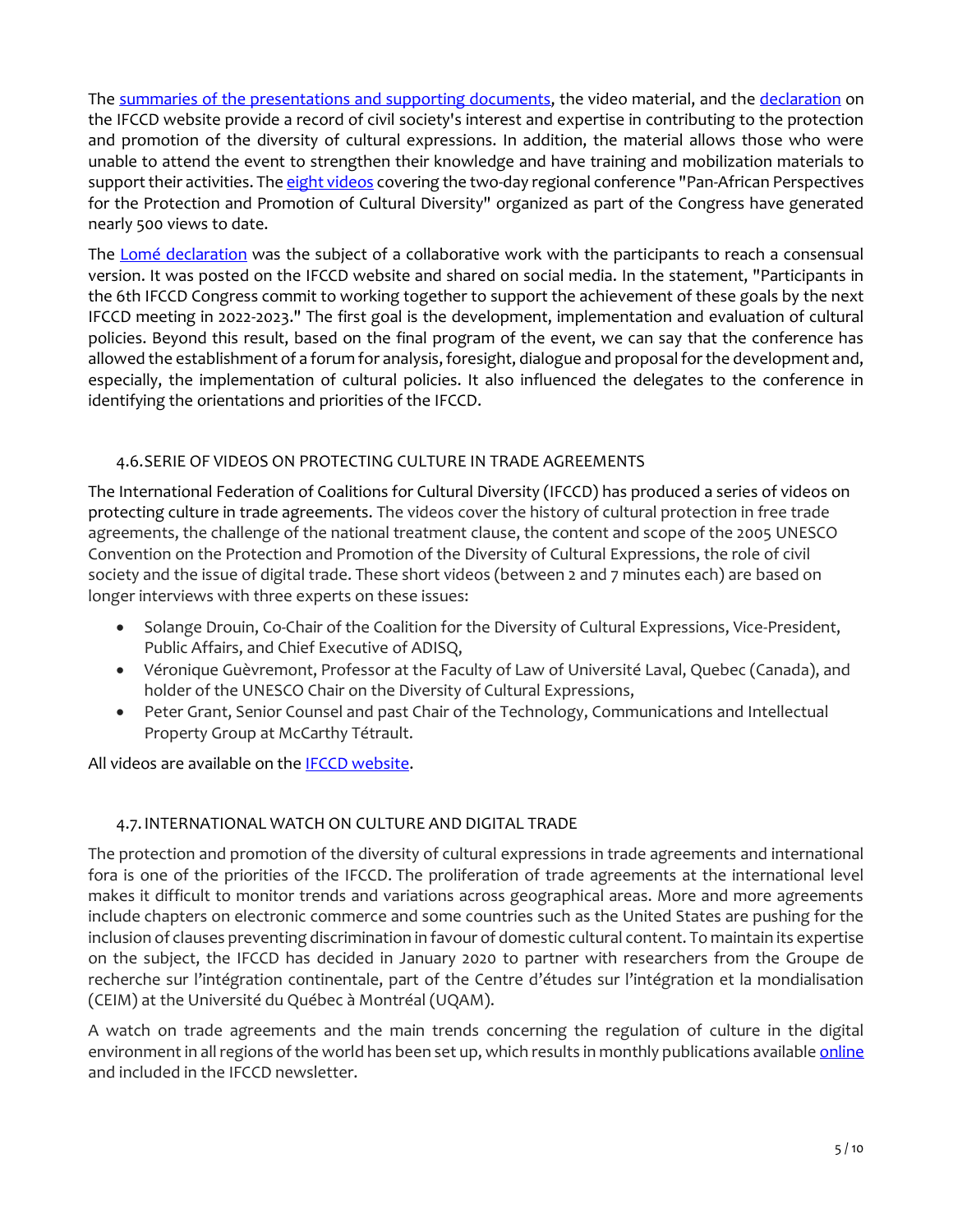The summaries of the presentations and supporting documents, the video material, and the declaration on the IFCCD website provide a record of civil society's interest and expertise in contributing to the protection and promotion of the diversity of cultural expressions. In addition, the material allows those who were unable to attend the event to strengthen their knowledge and have training and mobilization materials to support their activities. The eight videos covering the two-day regional conference "Pan-African Perspectives for the Protection and Promotion of Cultural Diversity" organized as part of the Congress have generated nearly 500 views to date.

The Lomé declaration was the subject of a collaborative work with the participants to reach a consensual version. It was posted on the IFCCD website and shared on social media. In the statement, "Participants in the 6th IFCCD Congress commit to working together to support the achievement of these goals by the next IFCCD meeting in 2022-2023." The first goal is the development, implementation and evaluation of cultural policies. Beyond this result, based on the final program of the event, we can say that the conference has allowed the establishment of a forum for analysis, foresight, dialogue and proposal for the development and, especially, the implementation of cultural policies. It also influenced the delegates to the conference in identifying the orientations and priorities of the IFCCD.

### 4.6. SERIE OF VIDEOS ON PROTECTING CULTURE IN TRADE AGREEMENTS

The International Federation of Coalitions for Cultural Diversity (IFCCD) has produced a series of videos on protecting culture in trade agreements. The videos cover the history of cultural protection in free trade agreements, the challenge of the national treatment clause, the content and scope of the 2005 UNESCO Convention on the Protection and Promotion of the Diversity of Cultural Expressions, the role of civil society and the issue of digital trade. These short videos (between 2 and 7 minutes each) are based on longer interviews with three experts on these issues:

- Solange Drouin, Co-Chair of the Coalition for the Diversity of Cultural Expressions, Vice-President, Public Affairs, and Chief Executive of ADISQ,
- Véronique Guèvremont, Professor at the Faculty of Law of Université Laval, Quebec (Canada), and holder of the UNESCO Chair on the Diversity of Cultural Expressions,
- Peter Grant, Senior Counsel and past Chair of the Technology, Communications and Intellectual Property Group at McCarthy Tétrault.

All videos are available on the IFCCD website.

### 4.7. INTERNATIONAL WATCH ON CULTURE AND DIGITAL TRADE

The protection and promotion of the diversity of cultural expressions in trade agreements and international fora is one of the priorities of the IFCCD. The proliferation of trade agreements at the international level makes it difficult to monitor trends and variations across geographical areas. More and more agreements include chapters on electronic commerce and some countries such as the United States are pushing for the inclusion of clauses preventing discrimination in favour of domestic cultural content. To maintain its expertise on the subject, the IFCCD has decided in January 2020 to partner with researchers from the Groupe de recherche sur l'intégration continentale, part of the Centre d'études sur l'intégration et la mondialisation (CEIM) at the Université du Québec à Montréal (UQAM).

A watch on trade agreements and the main trends concerning the regulation of culture in the digital environment in all regions of the world has been set up, which results in monthly publications available online and included in the IFCCD newsletter.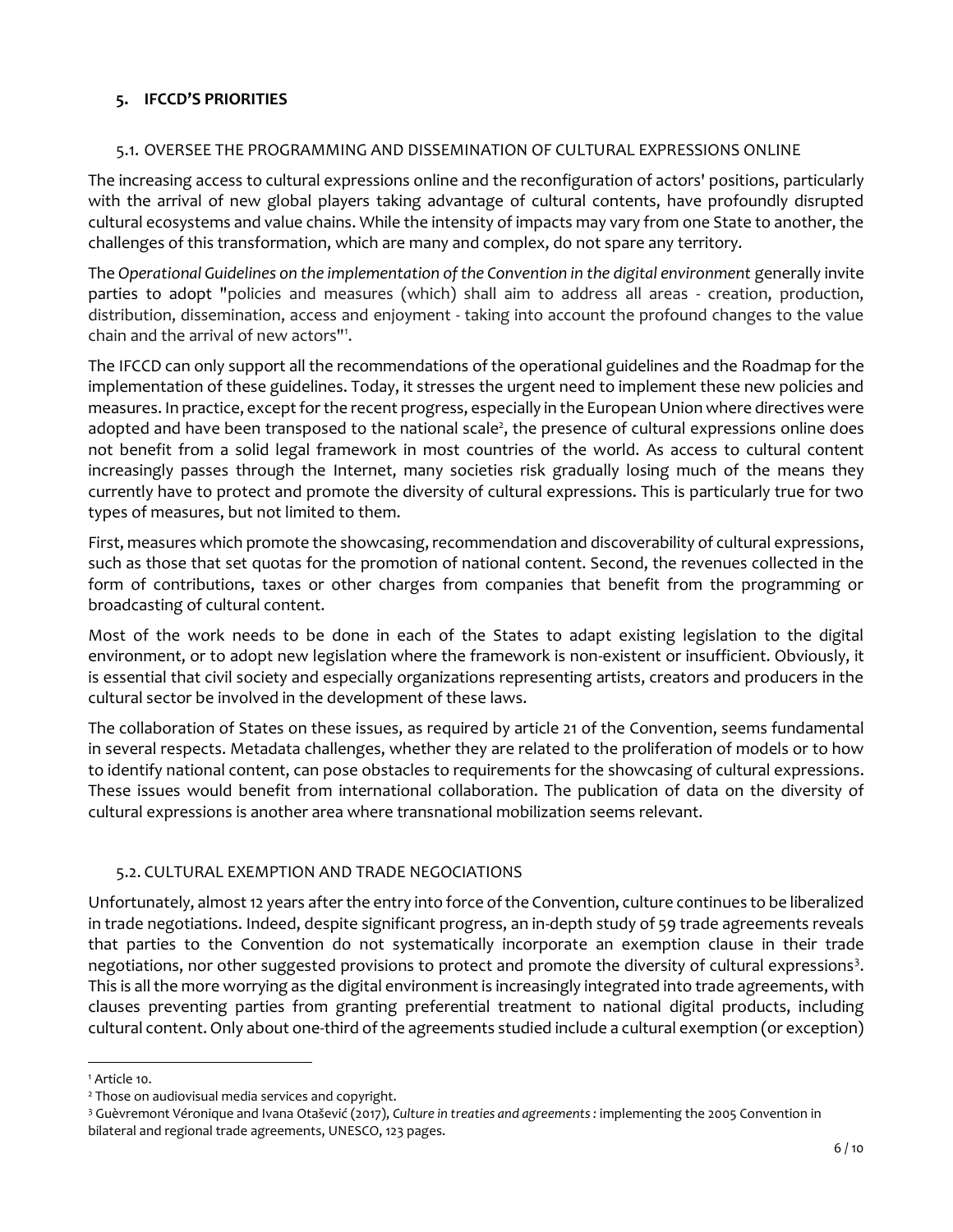## 5. IFCCD'S PRIORITIES

### 5.1. OVERSEE THE PROGRAMMING AND DISSEMINATION OF CULTURAL EXPRESSIONS ONLINE

The increasing access to cultural expressions online and the reconfiguration of actors' positions, particularly with the arrival of new global players taking advantage of cultural contents, have profoundly disrupted cultural ecosystems and value chains. While the intensity of impacts may vary from one State to another, the challenges of this transformation, which are many and complex, do not spare any territory.

The *Operational Guidelines on the implementation of the Convention in the digital environment* generally invite parties to adopt "policies and measures (which) shall aim to address all areas - creation, production, distribution, dissemination, access and enjoyment - taking into account the profound changes to the value chain and the arrival of new actors"[1].

The IFCCD can only support all the recommendations of the operational guidelines and the Roadmap for the implementation of these guidelines. Today, it stresses the urgent need to implement these new policies and measures. In practice, except for the recent progress, especially in the European Union where directives were adopted and have been transposed to the national scale[2], the presence of cultural expressions online does not benefit from a solid legal framework in most countries of the world. As access to cultural content increasingly passes through the Internet, many societies risk gradually losing much of the means they currently have to protect and promote the diversity of cultural expressions. This is particularly true for two types of measures, but not limited to them.

First, measures which promote the showcasing, recommendation and discoverability of cultural expressions, such as those that set quotas for the promotion of national content. Second, the revenues collected in the form of contributions, taxes or other charges from companies that benefit from the programming or broadcasting of cultural content.

Most of the work needs to be done in each of the States to adapt existing legislation to the digital environment, or to adopt new legislation where the framework is non-existent or insufficient. Obviously, it is essential that civil society and especially organizations representing artists, creators and producers in the cultural sector be involved in the development of these laws.

The collaboration of States on these issues, as required by article 21 of the Convention, seems fundamental in several respects. Metadata challenges, whether they are related to the proliferation of models or to how to identify national content, can pose obstacles to requirements for the showcasing of cultural expressions. These issues would benefit from international collaboration. The publication of data on the diversity of cultural expressions is another area where transnational mobilization seems relevant.

### 5.2. CULTURAL EXEMPTION AND TRADE NEGOCIATIONS

Unfortunately, almost 12 years after the entry into force of the Convention, culture continues to be liberalized in trade negotiations. Indeed, despite significant progress, an in-depth study of 59 trade agreements reveals that parties to the Convention do not systematically incorporate an exemption clause in their trade negotiations, nor other suggested provisions to protect and promote the diversity of cultural expressions[3]. This is all the more worrying as the digital environment is increasingly integrated into trade agreements, with clauses preventing parties from granting preferential treatment to national digital products, including cultural content. Only about one-third of the agreements studied include a cultural exemption (or exception)

---

[1] Article 10.

[2] Those on audiovisual media services and copyright.

[3] Guèvremont Véronique and Ivana Otašević (2017), *Culture in treaties and agreements :* implementing the 2005 Convention in bilateral and regional trade agreements, UNESCO, 123 pages.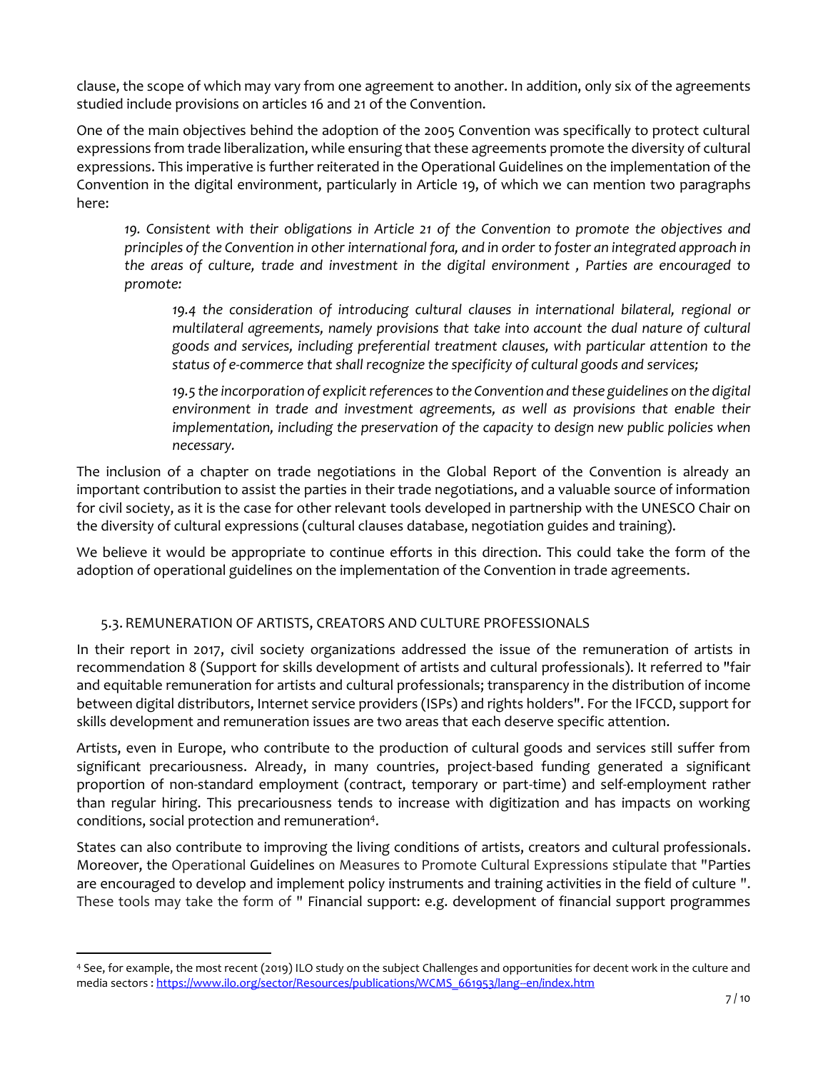clause, the scope of which may vary from one agreement to another. In addition, only six of the agreements studied include provisions on articles 16 and 21 of the Convention.

One of the main objectives behind the adoption of the 2005 Convention was specifically to protect cultural expressions from trade liberalization, while ensuring that these agreements promote the diversity of cultural expressions. This imperative is further reiterated in the Operational Guidelines on the implementation of the Convention in the digital environment, particularly in Article 19, of which we can mention two paragraphs here:

> *19. Consistent with their obligations in Article 21 of the Convention to promote the objectives and principles of the Convention in other international fora, and in order to foster an integrated approach in the areas of culture, trade and investment in the digital environment , Parties are encouraged to promote:*
>
> > *19.4 the consideration of introducing cultural clauses in international bilateral, regional or multilateral agreements, namely provisions that take into account the dual nature of cultural goods and services, including preferential treatment clauses, with particular attention to the status of e-commerce that shall recognize the specificity of cultural goods and services;*
> >
> > *19.5 the incorporation of explicit references to the Convention and these guidelines on the digital environment in trade and investment agreements, as well as provisions that enable their implementation, including the preservation of the capacity to design new public policies when necessary.*

The inclusion of a chapter on trade negotiations in the Global Report of the Convention is already an important contribution to assist the parties in their trade negotiations, and a valuable source of information for civil society, as it is the case for other relevant tools developed in partnership with the UNESCO Chair on the diversity of cultural expressions (cultural clauses database, negotiation guides and training).

We believe it would be appropriate to continue efforts in this direction. This could take the form of the adoption of operational guidelines on the implementation of the Convention in trade agreements.

### 5.3. REMUNERATION OF ARTISTS, CREATORS AND CULTURE PROFESSIONALS

In their report in 2017, civil society organizations addressed the issue of the remuneration of artists in recommendation 8 (Support for skills development of artists and cultural professionals). It referred to "fair and equitable remuneration for artists and cultural professionals; transparency in the distribution of income between digital distributors, Internet service providers (ISPs) and rights holders". For the IFCCD, support for skills development and remuneration issues are two areas that each deserve specific attention.

Artists, even in Europe, who contribute to the production of cultural goods and services still suffer from significant precariousness. Already, in many countries, project-based funding generated a significant proportion of non-standard employment (contract, temporary or part-time) and self-employment rather than regular hiring. This precariousness tends to increase with digitization and has impacts on working conditions, social protection and remuneration[4].

States can also contribute to improving the living conditions of artists, creators and cultural professionals. Moreover, the Operational Guidelines on Measures to Promote Cultural Expressions stipulate that "Parties are encouraged to develop and implement policy instruments and training activities in the field of culture ". These tools may take the form of " Financial support: e.g. development of financial support programmes

---

[4] See, for example, the most recent (2019) ILO study on the subject Challenges and opportunities for decent work in the culture and media sectors : https://www.ilo.org/sector/Resources/publications/WCMS_661953/lang--en/index.htm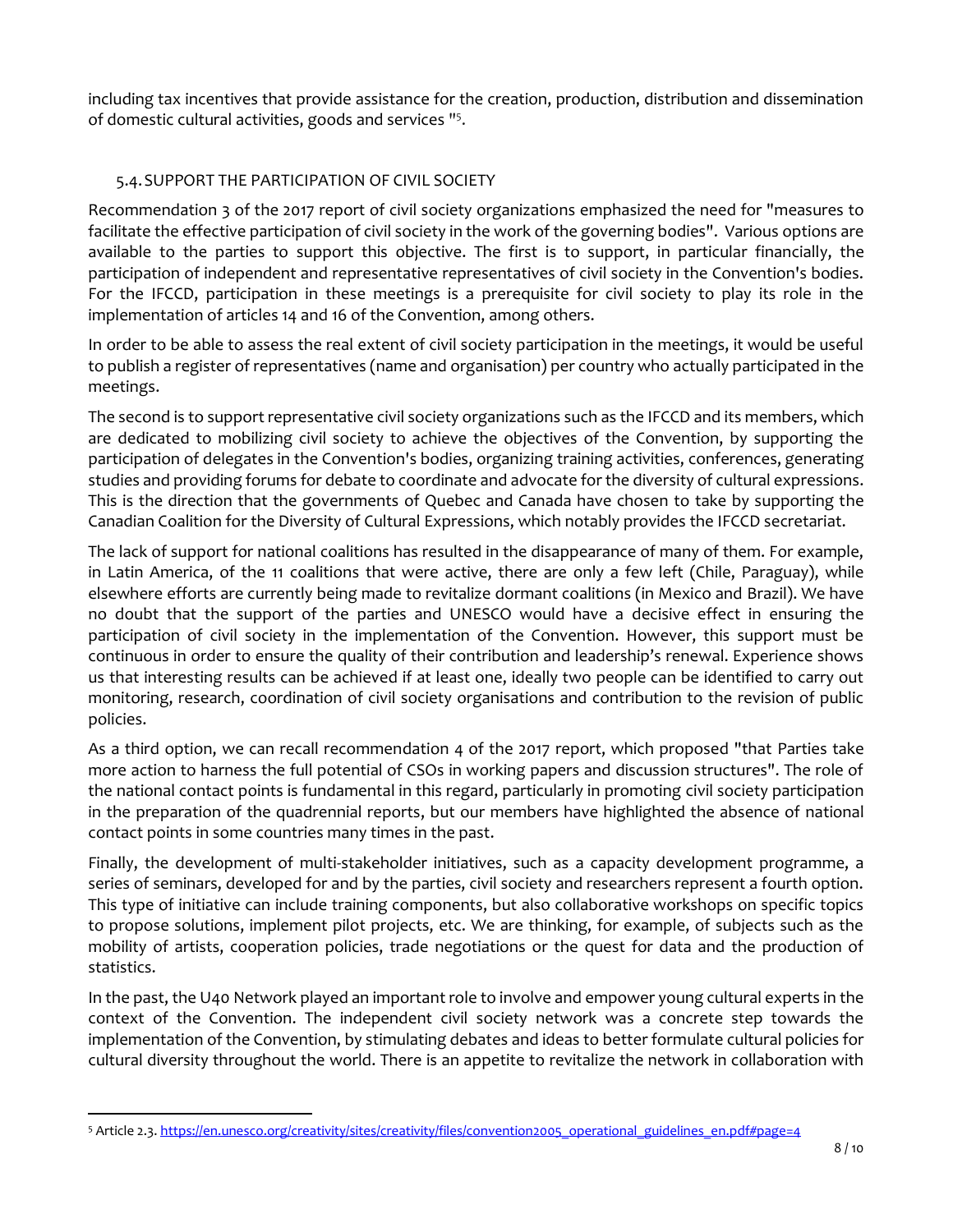including tax incentives that provide assistance for the creation, production, distribution and dissemination of domestic cultural activities, goods and services "[5].

### 5.4. SUPPORT THE PARTICIPATION OF CIVIL SOCIETY

Recommendation 3 of the 2017 report of civil society organizations emphasized the need for "measures to facilitate the effective participation of civil society in the work of the governing bodies". Various options are available to the parties to support this objective. The first is to support, in particular financially, the participation of independent and representative representatives of civil society in the Convention's bodies. For the IFCCD, participation in these meetings is a prerequisite for civil society to play its role in the implementation of articles 14 and 16 of the Convention, among others.

In order to be able to assess the real extent of civil society participation in the meetings, it would be useful to publish a register of representatives (name and organisation) per country who actually participated in the meetings.

The second is to support representative civil society organizations such as the IFCCD and its members, which are dedicated to mobilizing civil society to achieve the objectives of the Convention, by supporting the participation of delegates in the Convention's bodies, organizing training activities, conferences, generating studies and providing forums for debate to coordinate and advocate for the diversity of cultural expressions. This is the direction that the governments of Quebec and Canada have chosen to take by supporting the Canadian Coalition for the Diversity of Cultural Expressions, which notably provides the IFCCD secretariat.

The lack of support for national coalitions has resulted in the disappearance of many of them. For example, in Latin America, of the 11 coalitions that were active, there are only a few left (Chile, Paraguay), while elsewhere efforts are currently being made to revitalize dormant coalitions (in Mexico and Brazil). We have no doubt that the support of the parties and UNESCO would have a decisive effect in ensuring the participation of civil society in the implementation of the Convention. However, this support must be continuous in order to ensure the quality of their contribution and leadership's renewal. Experience shows us that interesting results can be achieved if at least one, ideally two people can be identified to carry out monitoring, research, coordination of civil society organisations and contribution to the revision of public policies.

As a third option, we can recall recommendation 4 of the 2017 report, which proposed "that Parties take more action to harness the full potential of CSOs in working papers and discussion structures". The role of the national contact points is fundamental in this regard, particularly in promoting civil society participation in the preparation of the quadrennial reports, but our members have highlighted the absence of national contact points in some countries many times in the past.

Finally, the development of multi-stakeholder initiatives, such as a capacity development programme, a series of seminars, developed for and by the parties, civil society and researchers represent a fourth option. This type of initiative can include training components, but also collaborative workshops on specific topics to propose solutions, implement pilot projects, etc. We are thinking, for example, of subjects such as the mobility of artists, cooperation policies, trade negotiations or the quest for data and the production of statistics.

In the past, the U40 Network played an important role to involve and empower young cultural experts in the context of the Convention. The independent civil society network was a concrete step towards the implementation of the Convention, by stimulating debates and ideas to better formulate cultural policies for cultural diversity throughout the world. There is an appetite to revitalize the network in collaboration with

---

[5] Article 2.3. https://en.unesco.org/creativity/sites/creativity/files/convention2005_operational_guidelines_en.pdf#page=4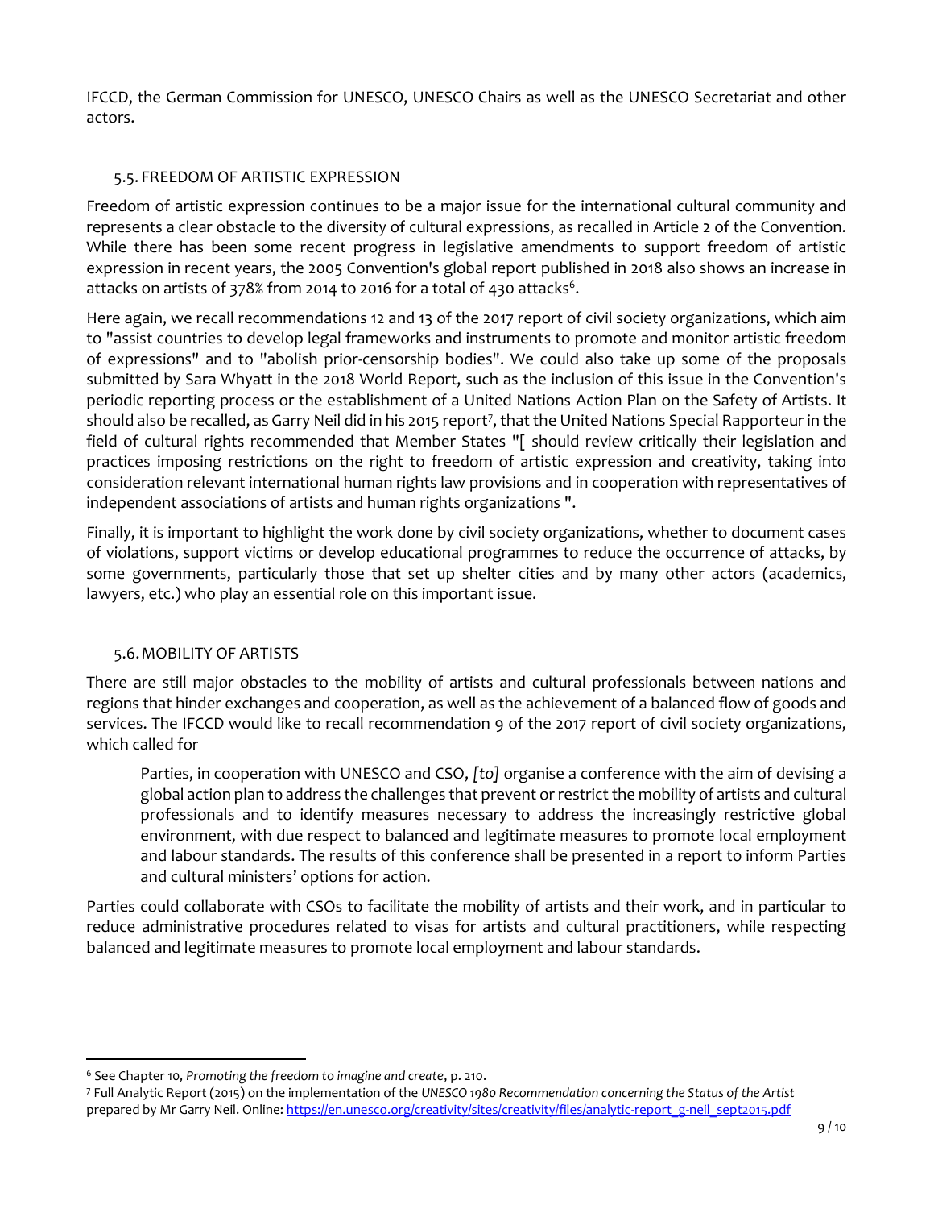IFCCD, the German Commission for UNESCO, UNESCO Chairs as well as the UNESCO Secretariat and other actors.

### 5.5. FREEDOM OF ARTISTIC EXPRESSION

Freedom of artistic expression continues to be a major issue for the international cultural community and represents a clear obstacle to the diversity of cultural expressions, as recalled in Article 2 of the Convention. While there has been some recent progress in legislative amendments to support freedom of artistic expression in recent years, the 2005 Convention's global report published in 2018 also shows an increase in attacks on artists of 378% from 2014 to 2016 for a total of 430 attacks[6].

Here again, we recall recommendations 12 and 13 of the 2017 report of civil society organizations, which aim to "assist countries to develop legal frameworks and instruments to promote and monitor artistic freedom of expressions" and to "abolish prior-censorship bodies". We could also take up some of the proposals submitted by Sara Whyatt in the 2018 World Report, such as the inclusion of this issue in the Convention's periodic reporting process or the establishment of a United Nations Action Plan on the Safety of Artists. It should also be recalled, as Garry Neil did in his 2015 report[7], that the United Nations Special Rapporteur in the field of cultural rights recommended that Member States "[ should review critically their legislation and practices imposing restrictions on the right to freedom of artistic expression and creativity, taking into consideration relevant international human rights law provisions and in cooperation with representatives of independent associations of artists and human rights organizations ".

Finally, it is important to highlight the work done by civil society organizations, whether to document cases of violations, support victims or develop educational programmes to reduce the occurrence of attacks, by some governments, particularly those that set up shelter cities and by many other actors (academics, lawyers, etc.) who play an essential role on this important issue.

### 5.6. MOBILITY OF ARTISTS

There are still major obstacles to the mobility of artists and cultural professionals between nations and regions that hinder exchanges and cooperation, as well as the achievement of a balanced flow of goods and services. The IFCCD would like to recall recommendation 9 of the 2017 report of civil society organizations, which called for

> Parties, in cooperation with UNESCO and CSO, *[to]* organise a conference with the aim of devising a global action plan to address the challenges that prevent or restrict the mobility of artists and cultural professionals and to identify measures necessary to address the increasingly restrictive global environment, with due respect to balanced and legitimate measures to promote local employment and labour standards. The results of this conference shall be presented in a report to inform Parties and cultural ministers' options for action.

Parties could collaborate with CSOs to facilitate the mobility of artists and their work, and in particular to reduce administrative procedures related to visas for artists and cultural practitioners, while respecting balanced and legitimate measures to promote local employment and labour standards.

---

[6] See Chapter 10, *Promoting the freedom to imagine and create*, p. 210.

[7] Full Analytic Report (2015) on the implementation of the *UNESCO 1980 Recommendation concerning the Status of the Artist* prepared by Mr Garry Neil. Online: https://en.unesco.org/creativity/sites/creativity/files/analytic-report_g-neil_sept2015.pdf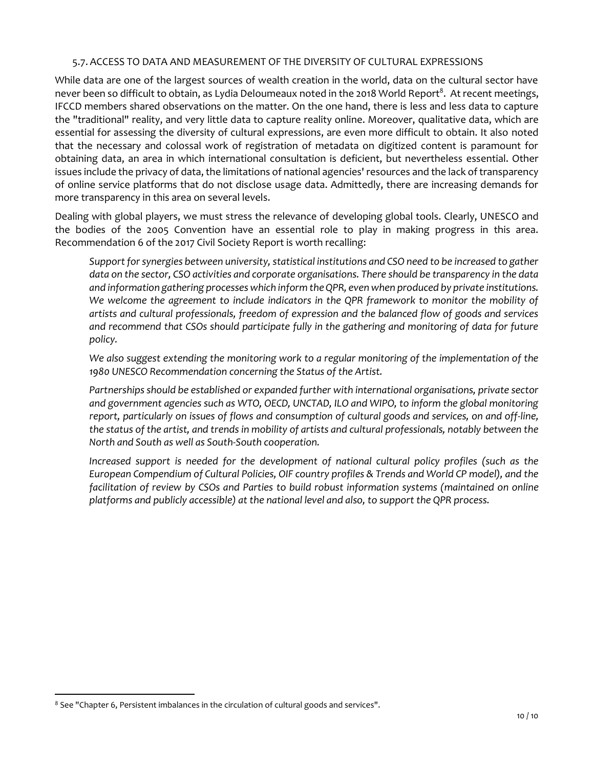### 5.7. ACCESS TO DATA AND MEASUREMENT OF THE DIVERSITY OF CULTURAL EXPRESSIONS

While data are one of the largest sources of wealth creation in the world, data on the cultural sector have never been so difficult to obtain, as Lydia Deloumeaux noted in the 2018 World Report[8]. At recent meetings, IFCCD members shared observations on the matter. On the one hand, there is less and less data to capture the "traditional" reality, and very little data to capture reality online. Moreover, qualitative data, which are essential for assessing the diversity of cultural expressions, are even more difficult to obtain. It also noted that the necessary and colossal work of registration of metadata on digitized content is paramount for obtaining data, an area in which international consultation is deficient, but nevertheless essential. Other issues include the privacy of data, the limitations of national agencies' resources and the lack of transparency of online service platforms that do not disclose usage data. Admittedly, there are increasing demands for more transparency in this area on several levels.

Dealing with global players, we must stress the relevance of developing global tools. Clearly, UNESCO and the bodies of the 2005 Convention have an essential role to play in making progress in this area. Recommendation 6 of the 2017 Civil Society Report is worth recalling:

> *Support for synergies between university, statistical institutions and CSO need to be increased to gather data on the sector, CSO activities and corporate organisations. There should be transparency in the data and information gathering processes which inform the QPR, even when produced by private institutions. We welcome the agreement to include indicators in the QPR framework to monitor the mobility of artists and cultural professionals, freedom of expression and the balanced flow of goods and services and recommend that CSOs should participate fully in the gathering and monitoring of data for future policy.*
>
> *We also suggest extending the monitoring work to a regular monitoring of the implementation of the 1980 UNESCO Recommendation concerning the Status of the Artist.*
>
> *Partnerships should be established or expanded further with international organisations, private sector and government agencies such as WTO, OECD, UNCTAD, ILO and WIPO, to inform the global monitoring report, particularly on issues of flows and consumption of cultural goods and services, on and off-line, the status of the artist, and trends in mobility of artists and cultural professionals, notably between the North and South as well as South-South cooperation.*
>
> *Increased support is needed for the development of national cultural policy profiles (such as the European Compendium of Cultural Policies, OIF country profiles & Trends and World CP model), and the facilitation of review by CSOs and Parties to build robust information systems (maintained on online platforms and publicly accessible) at the national level and also, to support the QPR process.*

---

[8] See "Chapter 6, Persistent imbalances in the circulation of cultural goods and services".